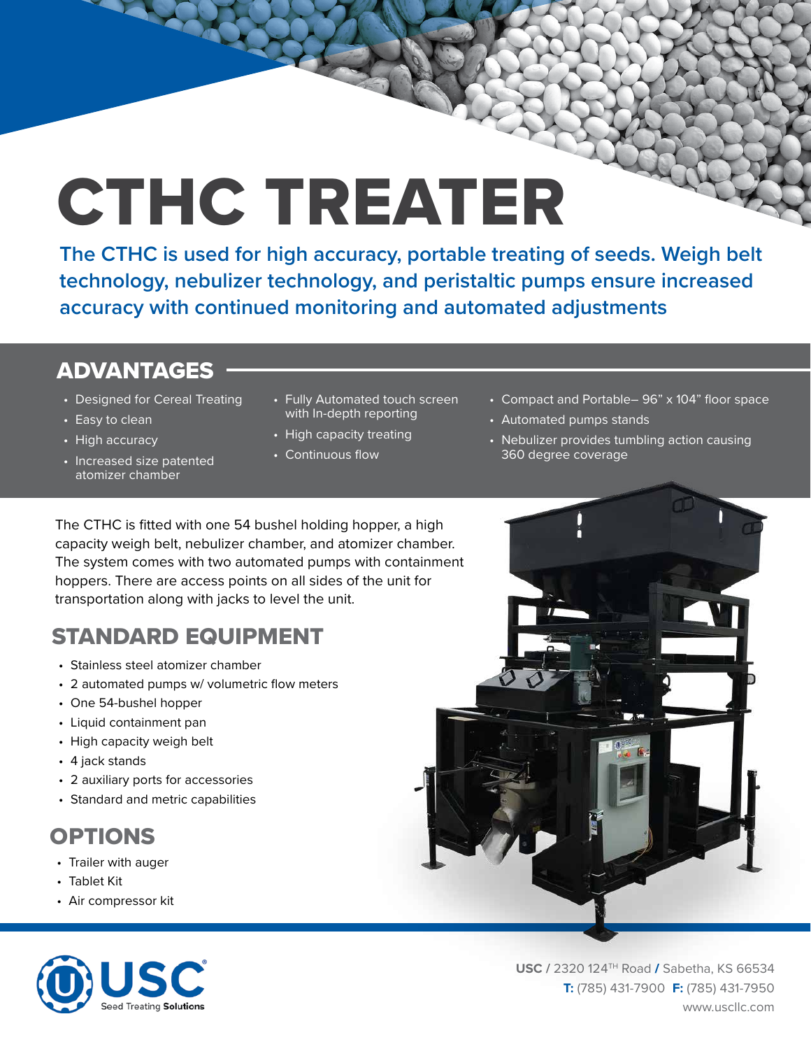# CTHC TREATER

**The CTHC is used for high accuracy, portable treating of seeds. Weigh belt technology, nebulizer technology, and peristaltic pumps ensure increased accuracy with continued monitoring and automated adjustments**

## ADVANTAGES

- Designed for Cereal Treating
- Easy to clean
- High accuracy
- Increased size patented atomizer chamber
- Fully Automated touch screen with In-depth reporting
- High capacity treating
- Continuous flow
- Compact and Portable– 96" x 104" floor space
- Automated pumps stands
- Nebulizer provides tumbling action causing 360 degree coverage

The CTHC is fitted with one 54 bushel holding hopper, a high capacity weigh belt, nebulizer chamber, and atomizer chamber. The system comes with two automated pumps with containment hoppers. There are access points on all sides of the unit for transportation along with jacks to level the unit.

## STANDARD EQUIPMENT

- Stainless steel atomizer chamber
- 2 automated pumps w/ volumetric flow meters
- One 54-bushel hopper
- Liquid containment pan
- High capacity weigh belt
- 4 jack stands
- 2 auxiliary ports for accessories
- Standard and metric capabilities

## OPTIONS

- Trailer with auger
- Tablet Kit
- Air compressor kit

USC Seed Treating Solutions

**USC** / 2320 124TH Road / Sabetha, KS 66534
**T:** (785) 431-7900 **F:** (785) 431-7950
www.uscllc.com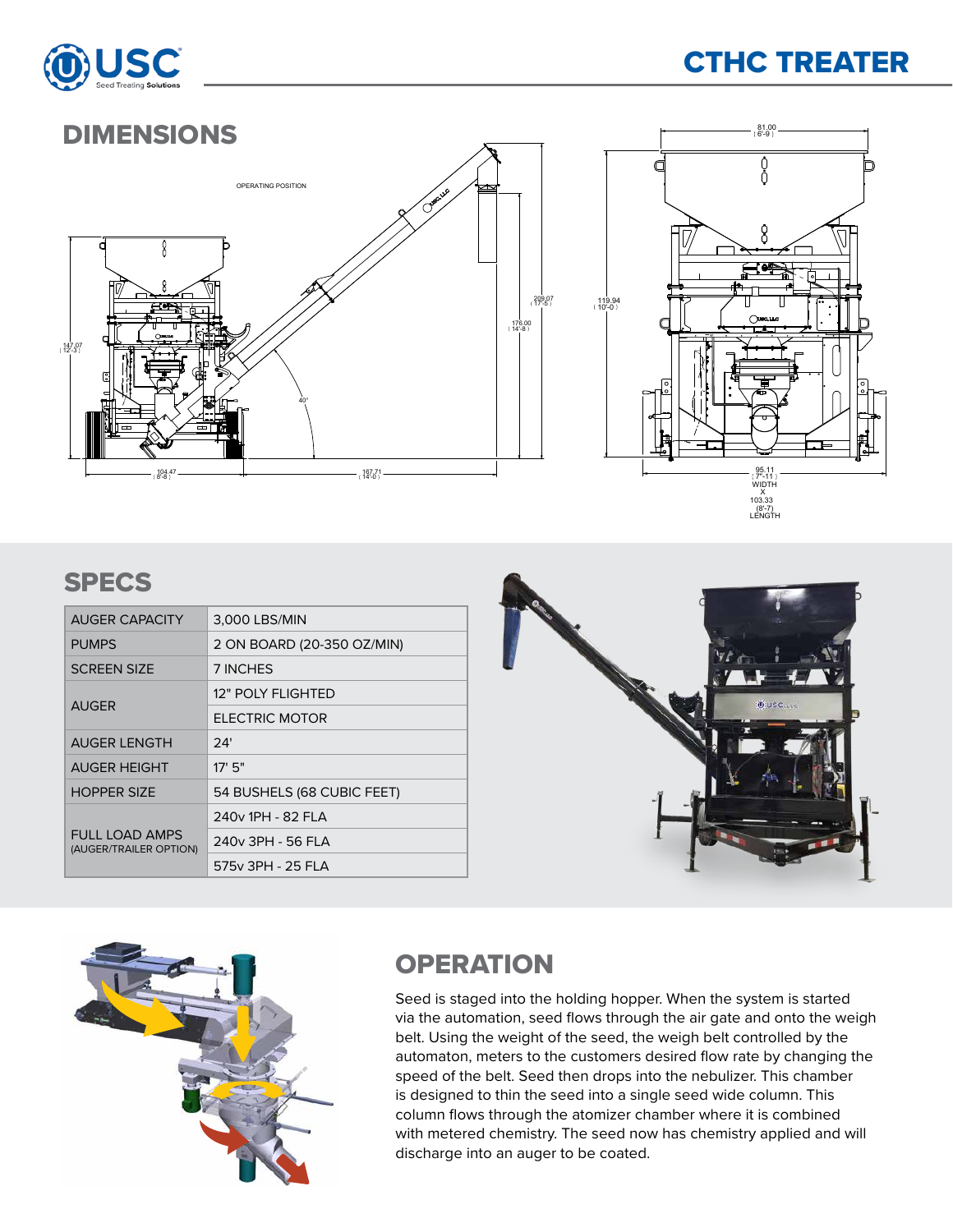# CTHC TREATER

## DIMENSIONS

OPERATING POSITION

147.07
( 12'-3 )

209.07
( 17'-5 )

176.00
( 14'-8 )

40°

104.47
( 8'-8 )

167.71
( 14'-0 )

81.00
( 6'-9 )

119.94
( 10'-0 )

95.11
( 7'-11 )
WIDTH
X
103.33
(8'-7)
LENGTH

## SPECS

| | | |
|---|---|---|
| AUGER CAPACITY | 3,000 LBS/MIN | |
| PUMPS | 2 ON BOARD (20-350 OZ/MIN) | |
| SCREEN SIZE | 7 INCHES | |
| AUGER | 12" POLY FLIGHTED | |
| | ELECTRIC MOTOR | |
| AUGER LENGTH | 24' | |
| AUGER HEIGHT | 17' 5" | |
| HOPPER SIZE | 54 BUSHELS (68 CUBIC FEET) | |
| FULL LOAD AMPS (AUGER/TRAILER OPTION) | 240v 1PH - 82 FLA | |
| | 240v 3PH - 56 FLA | |
| | 575v 3PH - 25 FLA | |

## OPERATION

Seed is staged into the holding hopper. When the system is started via the automation, seed flows through the air gate and onto the weigh belt. Using the weight of the seed, the weigh belt controlled by the automaton, meters to the customers desired flow rate by changing the speed of the belt. Seed then drops into the nebulizer. This chamber is designed to thin the seed into a single seed wide column. This column flows through the atomizer chamber where it is combined with metered chemistry. The seed now has chemistry applied and will discharge into an auger to be coated.